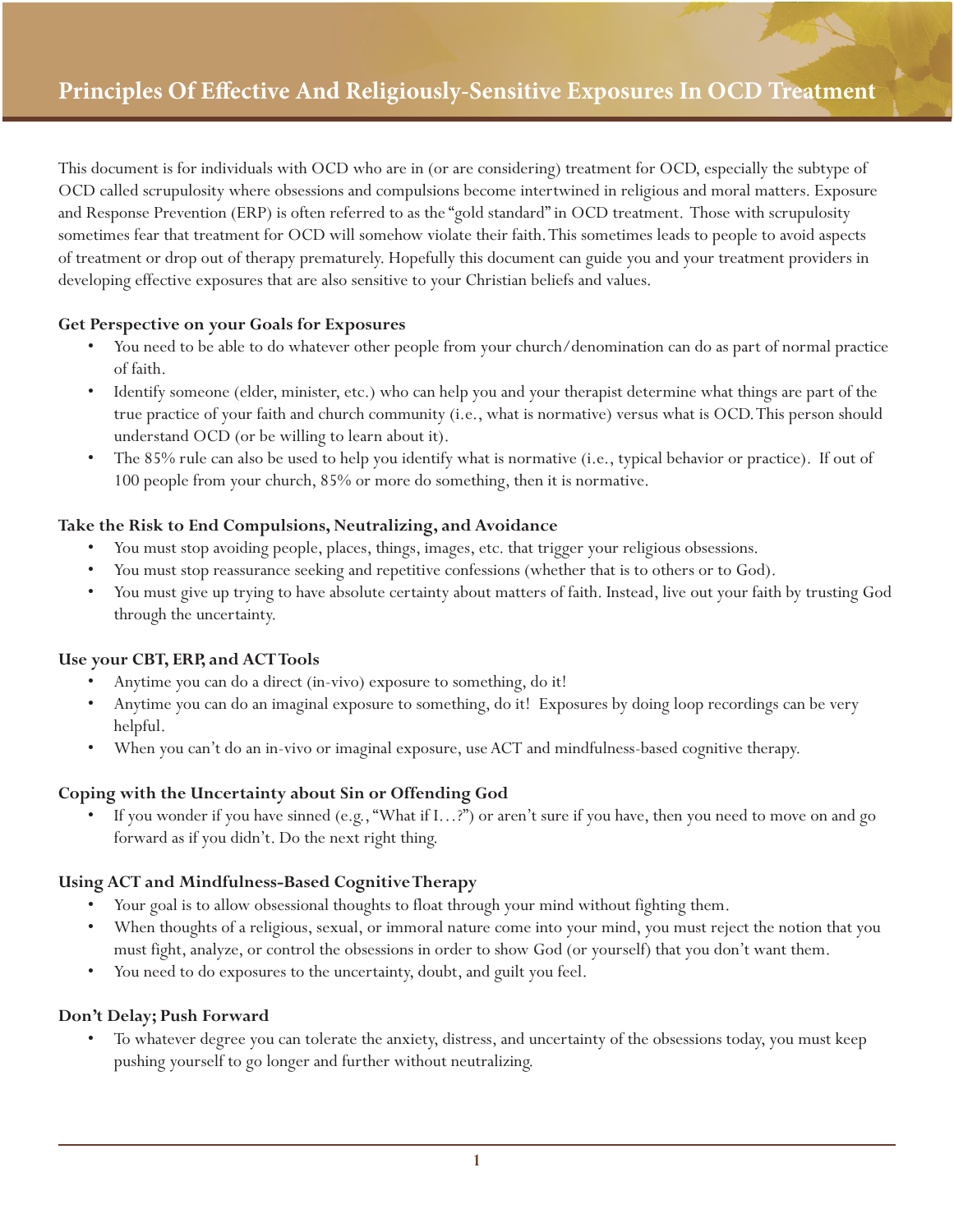# Principles Of Effective And Religiously-Sensitive Exposures In OCD Treatment

This document is for individuals with OCD who are in (or are considering) treatment for OCD, especially the subtype of OCD called scrupulosity where obsessions and compulsions become intertwined in religious and moral matters. Exposure and Response Prevention (ERP) is often referred to as the "gold standard" in OCD treatment. Those with scrupulosity sometimes fear that treatment for OCD will somehow violate their faith. This sometimes leads to people to avoid aspects of treatment or drop out of therapy prematurely. Hopefully this document can guide you and your treatment providers in developing effective exposures that are also sensitive to your Christian beliefs and values.

### Get Perspective on your Goals for Exposures

- You need to be able to do whatever other people from your church/denomination can do as part of normal practice of faith.
- Identify someone (elder, minister, etc.) who can help you and your therapist determine what things are part of the true practice of your faith and church community (i.e., what is normative) versus what is OCD. This person should understand OCD (or be willing to learn about it).
- The 85% rule can also be used to help you identify what is normative (i.e., typical behavior or practice). If out of 100 people from your church, 85% or more do something, then it is normative.

### Take the Risk to End Compulsions, Neutralizing, and Avoidance

- You must stop avoiding people, places, things, images, etc. that trigger your religious obsessions.
- You must stop reassurance seeking and repetitive confessions (whether that is to others or to God).
- You must give up trying to have absolute certainty about matters of faith. Instead, live out your faith by trusting God through the uncertainty.

### Use your CBT, ERP, and ACT Tools

- Anytime you can do a direct (in-vivo) exposure to something, do it!
- Anytime you can do an imaginal exposure to something, do it! Exposures by doing loop recordings can be very helpful.
- When you can't do an in-vivo or imaginal exposure, use ACT and mindfulness-based cognitive therapy.

### Coping with the Uncertainty about Sin or Offending God

- If you wonder if you have sinned (e.g., "What if I…?") or aren't sure if you have, then you need to move on and go forward as if you didn't. Do the next right thing.

### Using ACT and Mindfulness-Based Cognitive Therapy

- Your goal is to allow obsessional thoughts to float through your mind without fighting them.
- When thoughts of a religious, sexual, or immoral nature come into your mind, you must reject the notion that you must fight, analyze, or control the obsessions in order to show God (or yourself) that you don't want them.
- You need to do exposures to the uncertainty, doubt, and guilt you feel.

### Don't Delay; Push Forward

- To whatever degree you can tolerate the anxiety, distress, and uncertainty of the obsessions today, you must keep pushing yourself to go longer and further without neutralizing.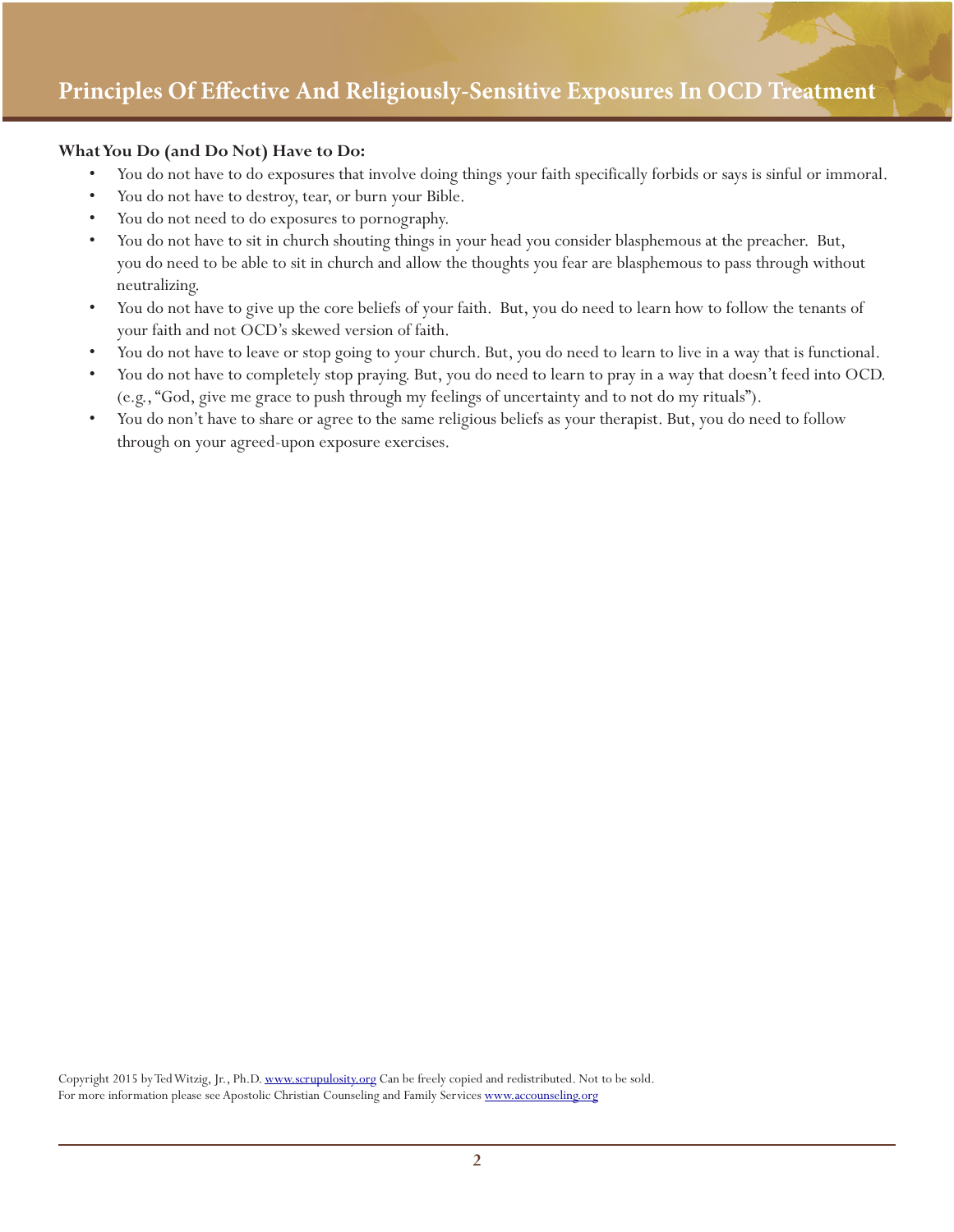**What You Do (and Do Not) Have to Do:**

- You do not have to do exposures that involve doing things your faith specifically forbids or says is sinful or immoral.
- You do not have to destroy, tear, or burn your Bible.
- You do not need to do exposures to pornography.
- You do not have to sit in church shouting things in your head you consider blasphemous at the preacher. But, you do need to be able to sit in church and allow the thoughts you fear are blasphemous to pass through without neutralizing.
- You do not have to give up the core beliefs of your faith. But, you do need to learn how to follow the tenants of your faith and not OCD's skewed version of faith.
- You do not have to leave or stop going to your church. But, you do need to learn to live in a way that is functional.
- You do not have to completely stop praying. But, you do need to learn to pray in a way that doesn't feed into OCD. (e.g., "God, give me grace to push through my feelings of uncertainty and to not do my rituals").
- You do non't have to share or agree to the same religious beliefs as your therapist. But, you do need to follow through on your agreed-upon exposure exercises.

Copyright 2015 by Ted Witzig, Jr., Ph.D. www.scrupulosity.org Can be freely copied and redistributed. Not to be sold.
For more information please see Apostolic Christian Counseling and Family Services www.accounseling.org